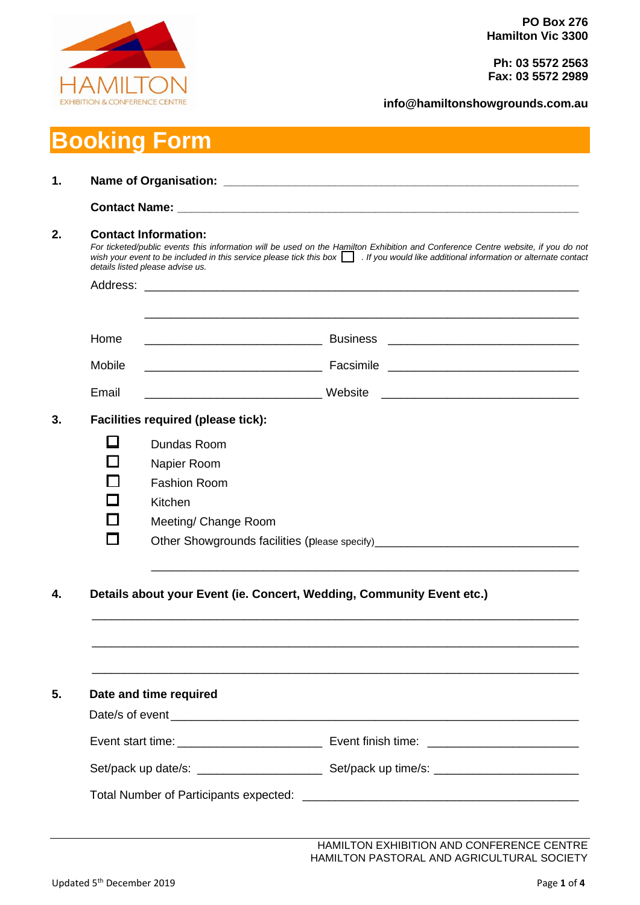HAMILTON
EXHIBITION & CONFERENCE CENTRE

**PO Box 276**
**Hamilton Vic 3300**

**Ph: 03 5572 2563**
**Fax: 03 5572 2989**

**info@hamiltonshowgrounds.com.au**

# Booking Form

**1. Name of Organisation:** ______________________________________________

**Contact Name:** ______________________________________________

**2. Contact Information:**

*For ticketed/public events this information will be used on the Hamilton Exhibition and Conference Centre website, if you do not wish your event to be included in this service please tick this box ☐ . If you would like additional information or alternate contact details listed please advise us.*

Address: ______________________________________________

______________________________________________

Home ____________________ Business ____________________

Mobile ____________________ Facsimile ____________________

Email ____________________ Website ____________________

**3. Facilities required (please tick):**

- ☐ Dundas Room
- ☐ Napier Room
- ☐ Fashion Room
- ☐ Kitchen
- ☐ Meeting/ Change Room
- ☐ Other Showgrounds facilities (please specify)______________________________

______________________________________________

**4. Details about your Event (ie. Concert, Wedding, Community Event etc.)**

______________________________________________

______________________________________________

______________________________________________

**5. Date and time required**

Date/s of event ______________________________________________

Event start time: ____________________ Event finish time: ____________________

Set/pack up date/s: ____________________ Set/pack up time/s: ____________________

Total Number of Participants expected: ______________________________

HAMILTON EXHIBITION AND CONFERENCE CENTRE
HAMILTON PASTORAL AND AGRICULTURAL SOCIETY

Updated 5th December 2019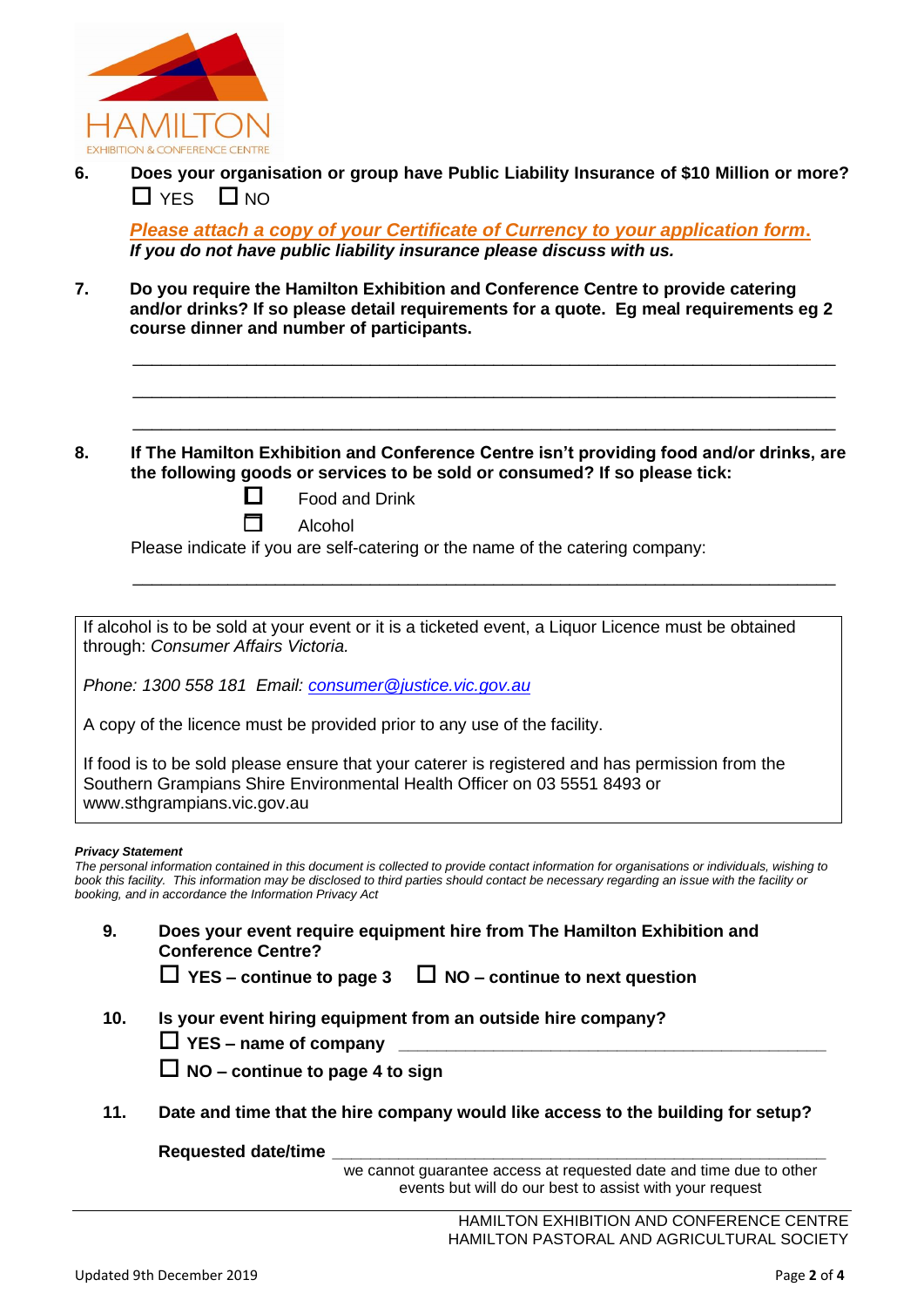6. **Does your organisation or group have Public Liability Insurance of $10 Million or more?**
   ☐ YES ☐ NO

   ***Please attach a copy of your Certificate of Currency to your application form.***
   ***If you do not have public liability insurance please discuss with us.***

7. **Do you require the Hamilton Exhibition and Conference Centre to provide catering and/or drinks? If so please detail requirements for a quote. Eg meal requirements eg 2 course dinner and number of participants.**

   ______________________________________________________________________

   ______________________________________________________________________

   ______________________________________________________________________

8. **If The Hamilton Exhibition and Conference Centre isn't providing food and/or drinks, are the following goods or services to be sold or consumed? If so please tick:**

   ☐ Food and Drink

   ☐ Alcohol

   Please indicate if you are self-catering or the name of the catering company:

   ______________________________________________________________________

> If alcohol is to be sold at your event or it is a ticketed event, a Liquor Licence must be obtained through: *Consumer Affairs Victoria.*
>
> *Phone: 1300 558 181 Email: consumer@justice.vic.gov.au*
>
> A copy of the licence must be provided prior to any use of the facility.
>
> If food is to be sold please ensure that your caterer is registered and has permission from the Southern Grampians Shire Environmental Health Officer on 03 5551 8493 or www.sthgrampians.vic.gov.au

***Privacy Statement***

*The personal information contained in this document is collected to provide contact information for organisations or individuals, wishing to book this facility. This information may be disclosed to third parties should contact be necessary regarding an issue with the facility or booking, and in accordance the Information Privacy Act*

9. **Does your event require equipment hire from The Hamilton Exhibition and Conference Centre?**

   ☐ **YES – continue to page 3** ☐ **NO – continue to next question**

10. **Is your event hiring equipment from an outside hire company?**

    ☐ **YES – name of company** ____________________________________________

    ☐ **NO – continue to page 4 to sign**

11. **Date and time that the hire company would like access to the building for setup?**

    **Requested date/time** ____________________________________________

    we cannot guarantee access at requested date and time due to other events but will do our best to assist with your request

HAMILTON EXHIBITION AND CONFERENCE CENTRE
HAMILTON PASTORAL AND AGRICULTURAL SOCIETY

Updated 9th December 2019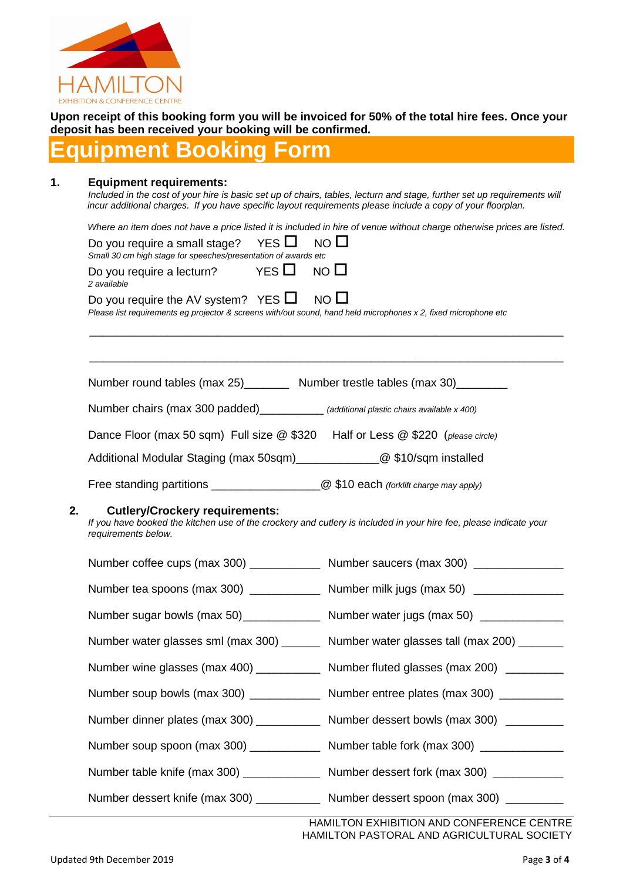HAMILTON
EXHIBITION & CONFERENCE CENTRE

**Upon receipt of this booking form you will be invoiced for 50% of the total hire fees. Once your deposit has been received your booking will be confirmed.**

# Equipment Booking Form

## 1. Equipment requirements:

*Included in the cost of your hire is basic set up of chairs, tables, lectum and stage, further set up requirements will incur additional charges. If you have specific layout requirements please include a copy of your floorplan.*

*Where an item does not have a price listed it is included in hire of venue without charge otherwise prices are listed.*

Do you require a small stage? YES ☐ NO ☐
*Small 30 cm high stage for speeches/presentation of awards etc*

Do you require a lecturn? YES ☐ NO ☐
*2 available*

Do you require the AV system? YES ☐ NO ☐
*Please list requirements eg projector & screens with/out sound, hand held microphones x 2, fixed microphone etc*

________________________________________________________________________________

________________________________________________________________________________

Number round tables (max 25)_______ Number trestle tables (max 30)________

Number chairs (max 300 padded)__________ *(additional plastic chairs available x 400)*

Dance Floor (max 50 sqm) Full size @ $320 Half or Less @ $220 (*please circle*)

Additional Modular Staging (max 50sqm)_____________@ $10/sqm installed

Free standing partitions ________________@ $10 each *(forklift charge may apply)*

## 2. Cutlery/Crockery requirements:

*If you have booked the kitchen use of the crockery and cutlery is included in your hire fee, please indicate your requirements below.*

Number coffee cups (max 300) ___________ Number saucers (max 300) ______________

Number tea spoons (max 300) ___________ Number milk jugs (max 50) ______________

Number sugar bowls (max 50)____________ Number water jugs (max 50) _____________

Number water glasses sml (max 300) ______ Number water glasses tall (max 200) _______

Number wine glasses (max 400) __________ Number fluted glasses (max 200) _________

Number soup bowls (max 300) ___________ Number entree plates (max 300) __________

Number dinner plates (max 300) __________ Number dessert bowls (max 300) _________

Number soup spoon (max 300) ___________ Number table fork (max 300) _____________

Number table knife (max 300) ____________ Number dessert fork (max 300) ___________

Number dessert knife (max 300) __________ Number dessert spoon (max 300) _________

HAMILTON EXHIBITION AND CONFERENCE CENTRE
HAMILTON PASTORAL AND AGRICULTURAL SOCIETY

Updated 9th December 2019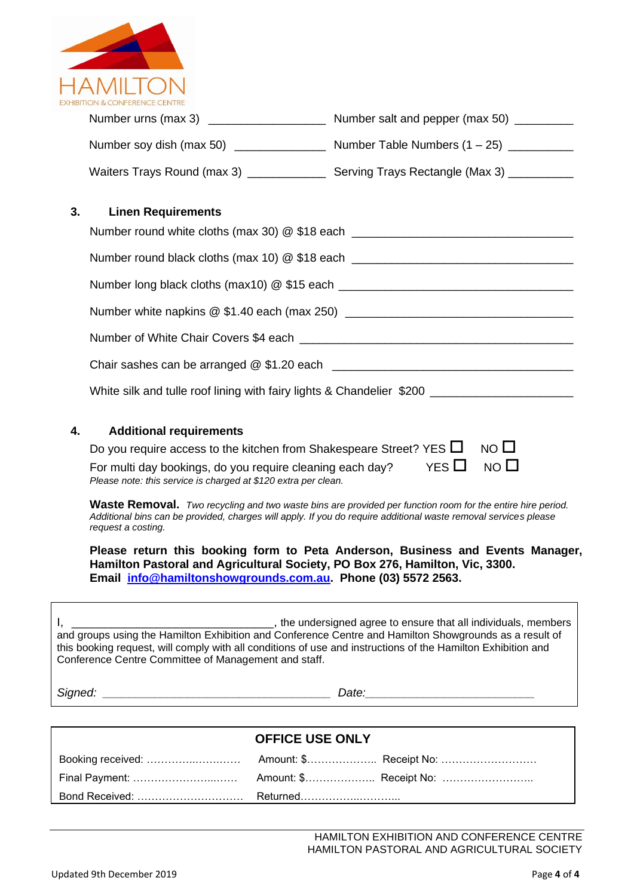HAMILTON
EXHIBITION & CONFERENCE CENTRE

Number urns (max 3) _________________ Number salt and pepper (max 50) _________

Number soy dish (max 50) ______________ Number Table Numbers (1 – 25) __________

Waiters Trays Round (max 3) ____________ Serving Trays Rectangle (Max 3) __________

### 3. Linen Requirements

Number round white cloths (max 30) @ $18 each __________________________________

Number round black cloths (max 10) @ $18 each __________________________________

Number long black cloths (max10) @ $15 each ____________________________________

Number white napkins @ $1.40 each (max 250) ___________________________________

Number of White Chair Covers $4 each __________________________________________

Chair sashes can be arranged @ $1.20 each _____________________________________

White silk and tulle roof lining with fairy lights & Chandelier $200 ______________________

### 4. Additional requirements

Do you require access to the kitchen from Shakespeare Street? YES ☐ NO ☐

For multi day bookings, do you require cleaning each day? YES ☐ NO ☐

*Please note: this service is charged at $120 extra per clean.*

**Waste Removal.** *Two recycling and two waste bins are provided per function room for the entire hire period. Additional bins can be provided, charges will apply. If you do require additional waste removal services please request a costing.*

**Please return this booking form to Peta Anderson, Business and Events Manager, Hamilton Pastoral and Agricultural Society, PO Box 276, Hamilton, Vic, 3300. Email info@hamiltonshowgrounds.com.au. Phone (03) 5572 2563.**

I, __________________________________, the undersigned agree to ensure that all individuals, members and groups using the Hamilton Exhibition and Conference Centre and Hamilton Showgrounds as a result of this booking request, will comply with all conditions of use and instructions of the Hamilton Exhibition and Conference Centre Committee of Management and staff.

*Signed:* ___________________________________ *Date:*__________________________

**OFFICE USE ONLY**

| | | |
|---|---|---|
| Booking received: ………………………… | Amount: $……………….. | Receipt No: ……………………… |
| Final Payment: ……………………….…… | Amount: $……………….. | Receipt No: …………………….. |
| Bond Received: ………………………… | Returned………………………….. | |

HAMILTON EXHIBITION AND CONFERENCE CENTRE
HAMILTON PASTORAL AND AGRICULTURAL SOCIETY

Updated 9th December 2019